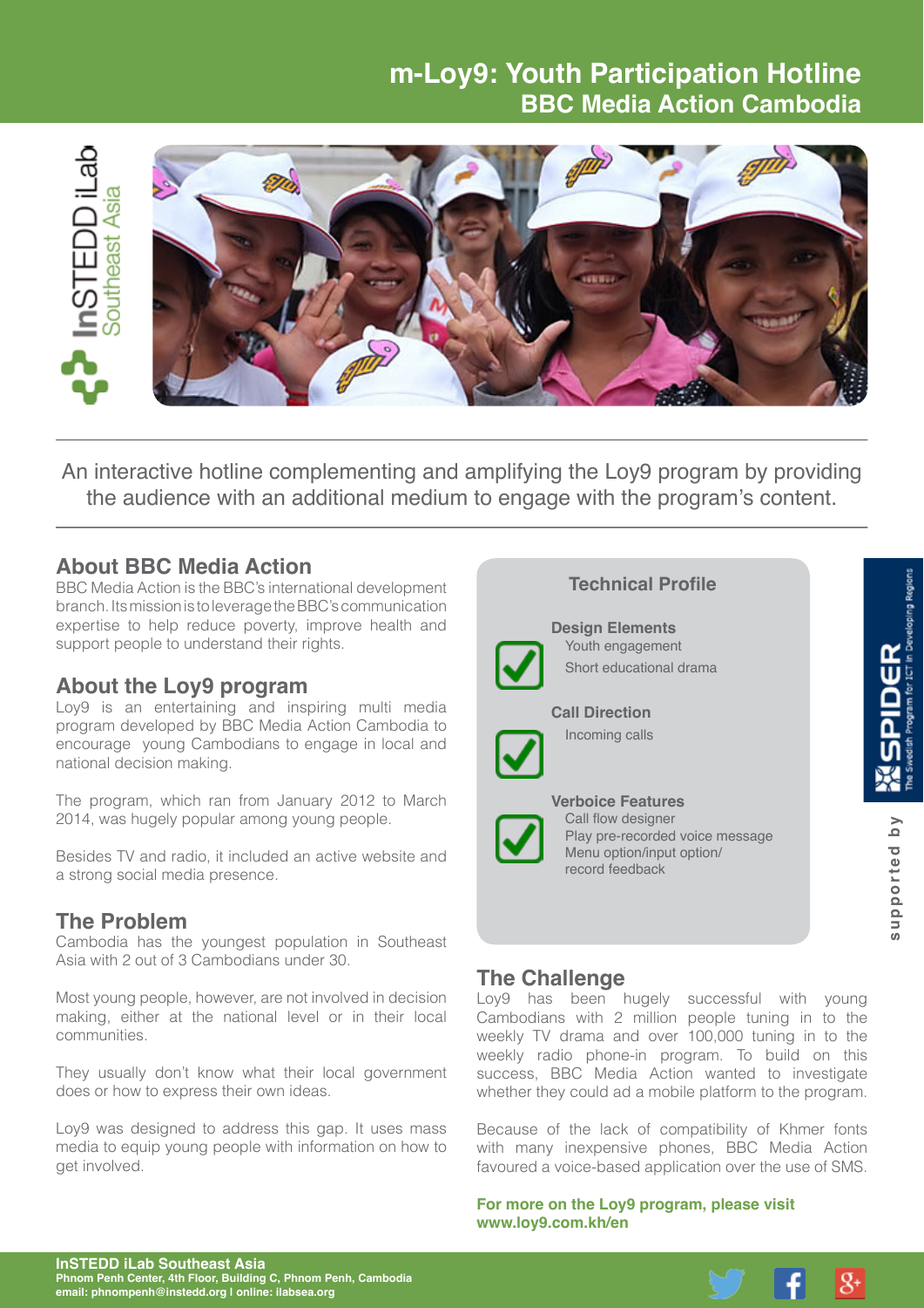# m-Loy9: Youth Participation Hotline
## BBC Media Action Cambodia

InSTEDD iLab Southeast Asia

An interactive hotline complementing and amplifying the Loy9 program by providing the audience with an additional medium to engage with the program's content.

### About BBC Media Action

BBC Media Action is the BBC's international development branch. Its mission is to leverage the BBC's communication expertise to help reduce poverty, improve health and support people to understand their rights.

### About the Loy9 program

Loy9 is an entertaining and inspiring multi media program developed by BBC Media Action Cambodia to encourage young Cambodians to engage in local and national decision making.

The program, which ran from January 2012 to March 2014, was hugely popular among young people.

Besides TV and radio, it included an active website and a strong social media presence.

### The Problem

Cambodia has the youngest population in Southeast Asia with 2 out of 3 Cambodians under 30.

Most young people, however, are not involved in decision making, either at the national level or in their local communities.

They usually don't know what their local government does or how to express their own ideas.

Loy9 was designed to address this gap. It uses mass media to equip young people with information on how to get involved.

### Technical Profile

**Design Elements**
- Youth engagement
- Short educational drama

**Call Direction**
- Incoming calls

**Verboice Features**
- Call flow designer
- Play pre-recorded voice message
- Menu option/input option/ record feedback

### The Challenge

Loy9 has been hugely successful with young Cambodians with 2 million people tuning in to the weekly TV drama and over 100,000 tuning in to the weekly radio phone-in program. To build on this success, BBC Media Action wanted to investigate whether they could ad a mobile platform to the program.

Because of the lack of compatibility of Khmer fonts with many inexpensive phones, BBC Media Action favoured a voice-based application over the use of SMS.

**For more on the Loy9 program, please visit www.loy9.com.kh/en**

supported by SPIDER The Swedish Program for ICT in Developing Regions

**InSTEDD iLab Southeast Asia**
Phnom Penh Center, 4th Floor, Building C, Phnom Penh, Cambodia
email: phnompenh@instedd.org | online: ilabsea.org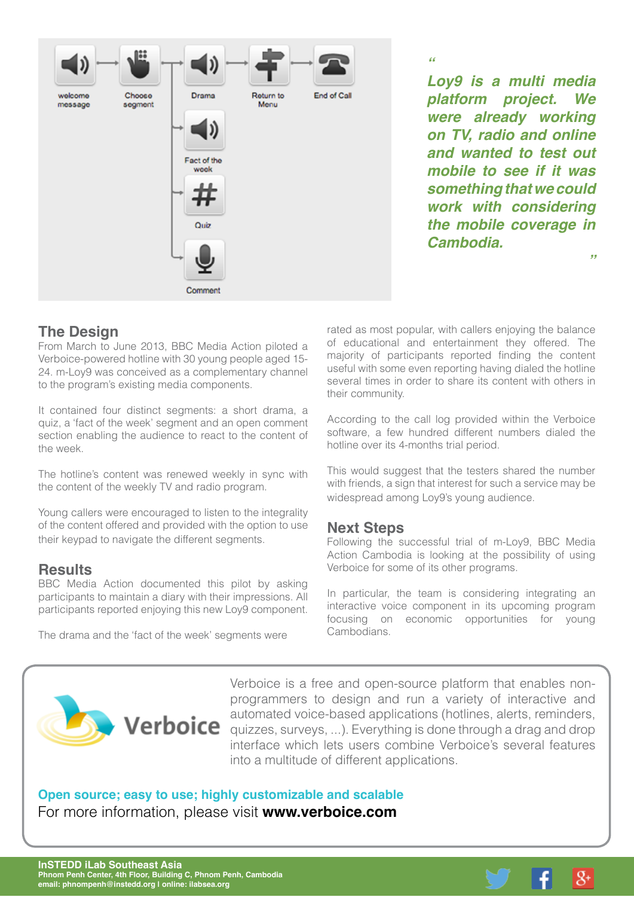welcome message

Choose segment

Drama

Return to Menu

End of Call

Fact of the week

Quiz

Comment

> *"Loy9 is a multi media platform project. We were already working on TV, radio and online and wanted to test out mobile to see if it was something that we could work with considering the mobile coverage in Cambodia."*

## The Design

From March to June 2013, BBC Media Action piloted a Verboice-powered hotline with 30 young people aged 15-24. m-Loy9 was conceived as a complementary channel to the program's existing media components.

It contained four distinct segments: a short drama, a quiz, a 'fact of the week' segment and an open comment section enabling the audience to react to the content of the week.

The hotline's content was renewed weekly in sync with the content of the weekly TV and radio program.

Young callers were encouraged to listen to the integrality of the content offered and provided with the option to use their keypad to navigate the different segments.

## Results

BBC Media Action documented this pilot by asking participants to maintain a diary with their impressions. All participants reported enjoying this new Loy9 component.

The drama and the 'fact of the week' segments were rated as most popular, with callers enjoying the balance of educational and entertainment they offered. The majority of participants reported finding the content useful with some even reporting having dialed the hotline several times in order to share its content with others in their community.

According to the call log provided within the Verboice software, a few hundred different numbers dialed the hotline over its 4-months trial period.

This would suggest that the testers shared the number with friends, a sign that interest for such a service may be widespread among Loy9's young audience.

## Next Steps

Following the successful trial of m-Loy9, BBC Media Action Cambodia is looking at the possibility of using Verboice for some of its other programs.

In particular, the team is considering integrating an interactive voice component in its upcoming program focusing on economic opportunities for young Cambodians.

Verboice

Verboice is a free and open-source platform that enables non-programmers to design and run a variety of interactive and automated voice-based applications (hotlines, alerts, reminders, quizzes, surveys, ...). Everything is done through a drag and drop interface which lets users combine Verboice's several features into a multitude of different applications.

**Open source; easy to use; highly customizable and scalable**

For more information, please visit **www.verboice.com**

**InSTEDD iLab Southeast Asia**
**Phnom Penh Center, 4th Floor, Building C, Phnom Penh, Cambodia**
**email: phnompenh@instedd.org | online: ilabsea.org**